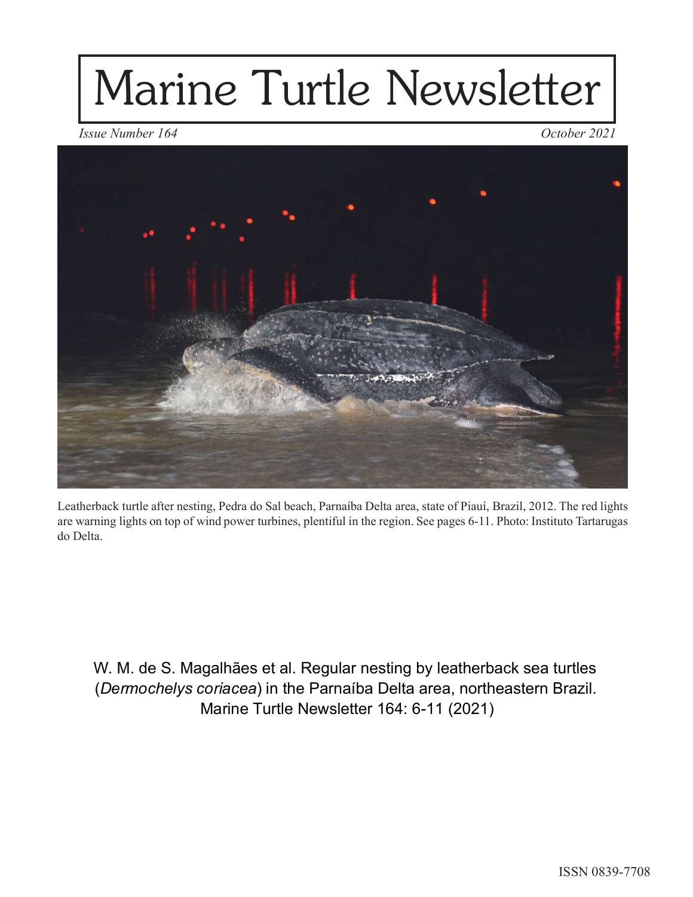# Marine Turtle Newsletter

*Issue Number 164* *October 2021*

Leatherback turtle after nesting, Pedra do Sal beach, Parnaíba Delta area, state of Piauí, Brazil, 2012. The red lights are warning lights on top of wind power turbines, plentiful in the region. See pages 6-11. Photo: Instituto Tartarugas do Delta.

W. M. de S. Magalhães et al. Regular nesting by leatherback sea turtles (*Dermochelys coriacea*) in the Parnaíba Delta area, northeastern Brazil. Marine Turtle Newsletter 164: 6-11 (2021)

ISSN 0839-7708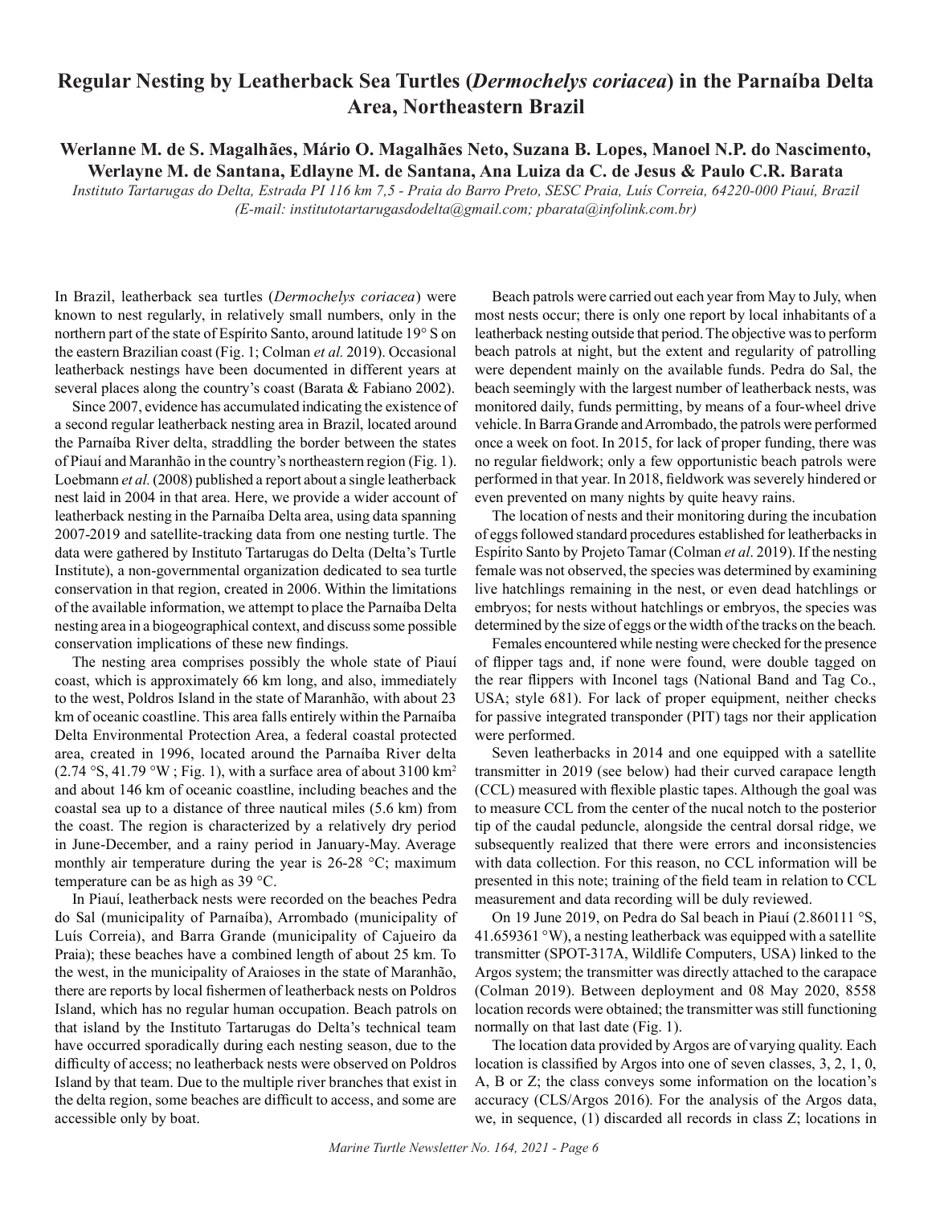# Regular Nesting by Leatherback Sea Turtles (*Dermochelys coriacea*) in the Parnaíba Delta Area, Northeastern Brazil

**Werlanne M. de S. Magalhães, Mário O. Magalhães Neto, Suzana B. Lopes, Manoel N.P. do Nascimento, Werlayne M. de Santana, Edlayne M. de Santana, Ana Luiza da C. de Jesus & Paulo C.R. Barata**

*Instituto Tartarugas do Delta, Estrada PI 116 km 7,5 - Praia do Barro Preto, SESC Praia, Luís Correia, 64220-000 Piauí, Brazil (E-mail: institutotartarugasdodelta@gmail.com; pbarata@infolink.com.br)*

In Brazil, leatherback sea turtles (*Dermochelys coriacea*) were known to nest regularly, in relatively small numbers, only in the northern part of the state of Espírito Santo, around latitude 19° S on the eastern Brazilian coast (Fig. 1; Colman *et al.* 2019). Occasional leatherback nestings have been documented in different years at several places along the country's coast (Barata & Fabiano 2002).

Since 2007, evidence has accumulated indicating the existence of a second regular leatherback nesting area in Brazil, located around the Parnaíba River delta, straddling the border between the states of Piauí and Maranhão in the country's northeastern region (Fig. 1). Loebmann *et al.* (2008) published a report about a single leatherback nest laid in 2004 in that area. Here, we provide a wider account of leatherback nesting in the Parnaíba Delta area, using data spanning 2007-2019 and satellite-tracking data from one nesting turtle. The data were gathered by Instituto Tartarugas do Delta (Delta's Turtle Institute), a non-governmental organization dedicated to sea turtle conservation in that region, created in 2006. Within the limitations of the available information, we attempt to place the Parnaíba Delta nesting area in a biogeographical context, and discuss some possible conservation implications of these new findings.

The nesting area comprises possibly the whole state of Piauí coast, which is approximately 66 km long, and also, immediately to the west, Poldros Island in the state of Maranhão, with about 23 km of oceanic coastline. This area falls entirely within the Parnaíba Delta Environmental Protection Area, a federal coastal protected area, created in 1996, located around the Parnaíba River delta (2.74 °S, 41.79 °W ; Fig. 1), with a surface area of about 3100 km$^2$ and about 146 km of oceanic coastline, including beaches and the coastal sea up to a distance of three nautical miles (5.6 km) from the coast. The region is characterized by a relatively dry period in June-December, and a rainy period in January-May. Average monthly air temperature during the year is 26-28 °C; maximum temperature can be as high as 39 °C.

In Piauí, leatherback nests were recorded on the beaches Pedra do Sal (municipality of Parnaíba), Arrombado (municipality of Luís Correia), and Barra Grande (municipality of Cajueiro da Praia); these beaches have a combined length of about 25 km. To the west, in the municipality of Araioses in the state of Maranhão, there are reports by local fishermen of leatherback nests on Poldros Island, which has no regular human occupation. Beach patrols on that island by the Instituto Tartarugas do Delta's technical team have occurred sporadically during each nesting season, due to the difficulty of access; no leatherback nests were observed on Poldros Island by that team. Due to the multiple river branches that exist in the delta region, some beaches are difficult to access, and some are accessible only by boat.

Beach patrols were carried out each year from May to July, when most nests occur; there is only one report by local inhabitants of a leatherback nesting outside that period. The objective was to perform beach patrols at night, but the extent and regularity of patrolling were dependent mainly on the available funds. Pedra do Sal, the beach seemingly with the largest number of leatherback nests, was monitored daily, funds permitting, by means of a four-wheel drive vehicle. In Barra Grande and Arrombado, the patrols were performed once a week on foot. In 2015, for lack of proper funding, there was no regular fieldwork; only a few opportunistic beach patrols were performed in that year. In 2018, fieldwork was severely hindered or even prevented on many nights by quite heavy rains.

The location of nests and their monitoring during the incubation of eggs followed standard procedures established for leatherbacks in Espírito Santo by Projeto Tamar (Colman *et al*. 2019). If the nesting female was not observed, the species was determined by examining live hatchlings remaining in the nest, or even dead hatchlings or embryos; for nests without hatchlings or embryos, the species was determined by the size of eggs or the width of the tracks on the beach.

Females encountered while nesting were checked for the presence of flipper tags and, if none were found, were double tagged on the rear flippers with Inconel tags (National Band and Tag Co., USA; style 681). For lack of proper equipment, neither checks for passive integrated transponder (PIT) tags nor their application were performed.

Seven leatherbacks in 2014 and one equipped with a satellite transmitter in 2019 (see below) had their curved carapace length (CCL) measured with flexible plastic tapes. Although the goal was to measure CCL from the center of the nucal notch to the posterior tip of the caudal peduncle, alongside the central dorsal ridge, we subsequently realized that there were errors and inconsistencies with data collection. For this reason, no CCL information will be presented in this note; training of the field team in relation to CCL measurement and data recording will be duly reviewed.

On 19 June 2019, on Pedra do Sal beach in Piauí (2.860111 °S, 41.659361 °W), a nesting leatherback was equipped with a satellite transmitter (SPOT-317A, Wildlife Computers, USA) linked to the Argos system; the transmitter was directly attached to the carapace (Colman 2019). Between deployment and 08 May 2020, 8558 location records were obtained; the transmitter was still functioning normally on that last date (Fig. 1).

The location data provided by Argos are of varying quality. Each location is classified by Argos into one of seven classes, 3, 2, 1, 0, A, B or Z; the class conveys some information on the location's accuracy (CLS/Argos 2016). For the analysis of the Argos data, we, in sequence, (1) discarded all records in class Z; locations in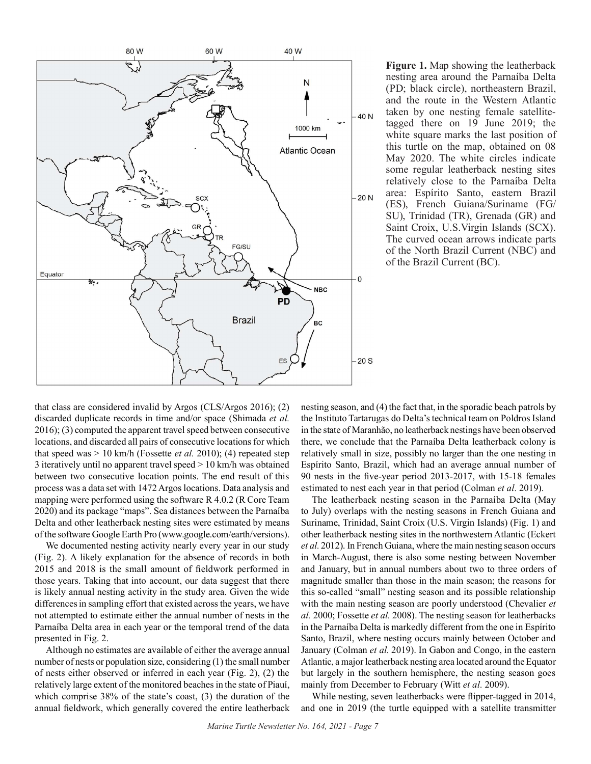**Figure 1.** Map showing the leatherback nesting area around the Parnaíba Delta (PD; black circle), northeastern Brazil, and the route in the Western Atlantic taken by one nesting female satellite-tagged there on 19 June 2019; the white square marks the last position of this turtle on the map, obtained on 08 May 2020. The white circles indicate some regular leatherback nesting sites relatively close to the Parnaíba Delta area: Espírito Santo, eastern Brazil (ES), French Guiana/Suriname (FG/SU), Trinidad (TR), Grenada (GR) and Saint Croix, U.S.Virgin Islands (SCX). The curved ocean arrows indicate parts of the North Brazil Current (NBC) and of the Brazil Current (BC).

that class are considered invalid by Argos (CLS/Argos 2016); (2) discarded duplicate records in time and/or space (Shimada *et al.* 2016); (3) computed the apparent travel speed between consecutive locations, and discarded all pairs of consecutive locations for which that speed was > 10 km/h (Fossette *et al.* 2010); (4) repeated step 3 iteratively until no apparent travel speed > 10 km/h was obtained between two consecutive location points. The end result of this process was a data set with 1472 Argos locations. Data analysis and mapping were performed using the software R 4.0.2 (R Core Team 2020) and its package "maps". Sea distances between the Parnaíba Delta and other leatherback nesting sites were estimated by means of the software Google Earth Pro (www.google.com/earth/versions).

We documented nesting activity nearly every year in our study (Fig. 2). A likely explanation for the absence of records in both 2015 and 2018 is the small amount of fieldwork performed in those years. Taking that into account, our data suggest that there is likely annual nesting activity in the study area. Given the wide differences in sampling effort that existed across the years, we have not attempted to estimate either the annual number of nests in the Parnaíba Delta area in each year or the temporal trend of the data presented in Fig. 2.

Although no estimates are available of either the average annual number of nests or population size, considering (1) the small number of nests either observed or inferred in each year (Fig. 2), (2) the relatively large extent of the monitored beaches in the state of Piauí, which comprise 38% of the state's coast, (3) the duration of the annual fieldwork, which generally covered the entire leatherback nesting season, and (4) the fact that, in the sporadic beach patrols by the Instituto Tartarugas do Delta's technical team on Poldros Island in the state of Maranhão, no leatherback nestings have been observed there, we conclude that the Parnaíba Delta leatherback colony is relatively small in size, possibly no larger than the one nesting in Espírito Santo, Brazil, which had an average annual number of 90 nests in the five-year period 2013-2017, with 15-18 females estimated to nest each year in that period (Colman *et al.* 2019).

The leatherback nesting season in the Parnaíba Delta (May to July) overlaps with the nesting seasons in French Guiana and Suriname, Trinidad, Saint Croix (U.S. Virgin Islands) (Fig. 1) and other leatherback nesting sites in the northwestern Atlantic (Eckert *et al.* 2012). In French Guiana, where the main nesting season occurs in March-August, there is also some nesting between November and January, but in annual numbers about two to three orders of magnitude smaller than those in the main season; the reasons for this so-called "small" nesting season and its possible relationship with the main nesting season are poorly understood (Chevalier *et al.* 2000; Fossette *et al.* 2008). The nesting season for leatherbacks in the Parnaíba Delta is markedly different from the one in Espírito Santo, Brazil, where nesting occurs mainly between October and January (Colman *et al.* 2019). In Gabon and Congo, in the eastern Atlantic, a major leatherback nesting area located around the Equator but largely in the southern hemisphere, the nesting season goes mainly from December to February (Witt *et al.* 2009).

While nesting, seven leatherbacks were flipper-tagged in 2014, and one in 2019 (the turtle equipped with a satellite transmitter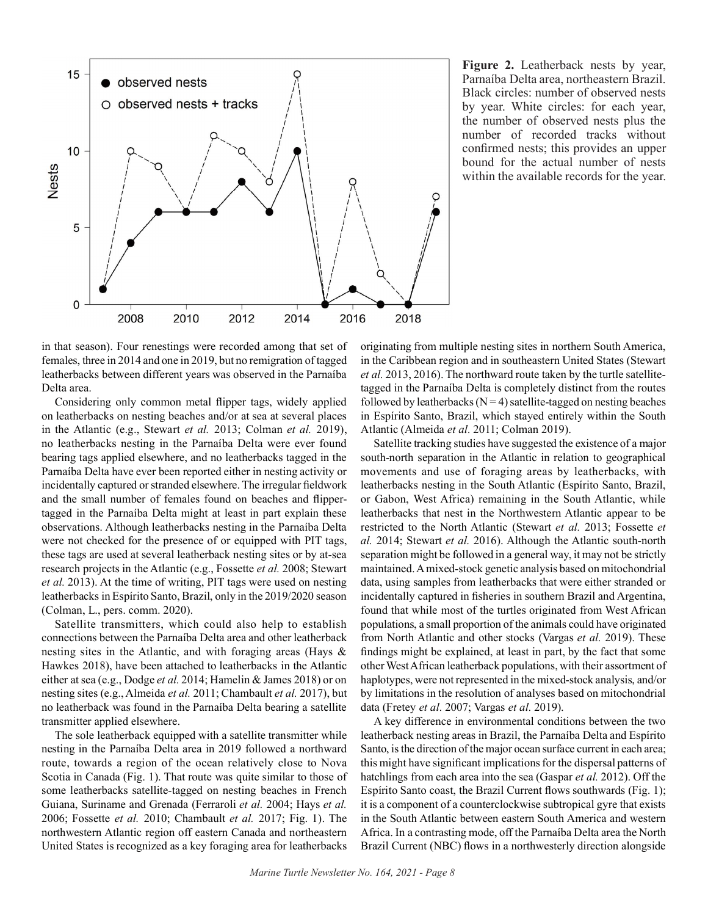**Figure 2.** Leatherback nests by year, Parnaíba Delta area, northeastern Brazil. Black circles: number of observed nests by year. White circles: for each year, the number of observed nests plus the number of recorded tracks without confirmed nests; this provides an upper bound for the actual number of nests within the available records for the year.

in that season). Four renestings were recorded among that set of females, three in 2014 and one in 2019, but no remigration of tagged leatherbacks between different years was observed in the Parnaíba Delta area.

Considering only common metal flipper tags, widely applied on leatherbacks on nesting beaches and/or at sea at several places in the Atlantic (e.g., Stewart *et al.* 2013; Colman *et al.* 2019), no leatherbacks nesting in the Parnaíba Delta were ever found bearing tags applied elsewhere, and no leatherbacks tagged in the Parnaíba Delta have ever been reported either in nesting activity or incidentally captured or stranded elsewhere. The irregular fieldwork and the small number of females found on beaches and flipper-tagged in the Parnaíba Delta might at least in part explain these observations. Although leatherbacks nesting in the Parnaíba Delta were not checked for the presence of or equipped with PIT tags, these tags are used at several leatherback nesting sites or by at-sea research projects in the Atlantic (e.g., Fossette *et al.* 2008; Stewart *et al.* 2013). At the time of writing, PIT tags were used on nesting leatherbacks in Espírito Santo, Brazil, only in the 2019/2020 season (Colman, L., pers. comm. 2020).

Satellite transmitters, which could also help to establish connections between the Parnaíba Delta area and other leatherback nesting sites in the Atlantic, and with foraging areas (Hays & Hawkes 2018), have been attached to leatherbacks in the Atlantic either at sea (e.g., Dodge *et al.* 2014; Hamelin & James 2018) or on nesting sites (e.g., Almeida *et al.* 2011; Chambault *et al.* 2017), but no leatherback was found in the Parnaíba Delta bearing a satellite transmitter applied elsewhere.

The sole leatherback equipped with a satellite transmitter while nesting in the Parnaíba Delta area in 2019 followed a northward route, towards a region of the ocean relatively close to Nova Scotia in Canada (Fig. 1). That route was quite similar to those of some leatherbacks satellite-tagged on nesting beaches in French Guiana, Suriname and Grenada (Ferraroli *et al.* 2004; Hays *et al.* 2006; Fossette *et al.* 2010; Chambault *et al.* 2017; Fig. 1). The northwestern Atlantic region off eastern Canada and northeastern United States is recognized as a key foraging area for leatherbacks originating from multiple nesting sites in northern South America, in the Caribbean region and in southeastern United States (Stewart *et al.* 2013, 2016). The northward route taken by the turtle satellite-tagged in the Parnaíba Delta is completely distinct from the routes followed by leatherbacks (N = 4) satellite-tagged on nesting beaches in Espírito Santo, Brazil, which stayed entirely within the South Atlantic (Almeida *et al.* 2011; Colman 2019).

Satellite tracking studies have suggested the existence of a major south-north separation in the Atlantic in relation to geographical movements and use of foraging areas by leatherbacks, with leatherbacks nesting in the South Atlantic (Espírito Santo, Brazil, or Gabon, West Africa) remaining in the South Atlantic, while leatherbacks that nest in the Northwestern Atlantic appear to be restricted to the North Atlantic (Stewart *et al.* 2013; Fossette *et al.* 2014; Stewart *et al.* 2016). Although the Atlantic south-north separation might be followed in a general way, it may not be strictly maintained. A mixed-stock genetic analysis based on mitochondrial data, using samples from leatherbacks that were either stranded or incidentally captured in fisheries in southern Brazil and Argentina, found that while most of the turtles originated from West African populations, a small proportion of the animals could have originated from North Atlantic and other stocks (Vargas *et al.* 2019). These findings might be explained, at least in part, by the fact that some other West African leatherback populations, with their assortment of haplotypes, were not represented in the mixed-stock analysis, and/or by limitations in the resolution of analyses based on mitochondrial data (Fretey *et al.* 2007; Vargas *et al.* 2019).

A key difference in environmental conditions between the two leatherback nesting areas in Brazil, the Parnaíba Delta and Espírito Santo, is the direction of the major ocean surface current in each area; this might have significant implications for the dispersal patterns of hatchlings from each area into the sea (Gaspar *et al.* 2012). Off the Espírito Santo coast, the Brazil Current flows southwards (Fig. 1); it is a component of a counterclockwise subtropical gyre that exists in the South Atlantic between eastern South America and western Africa. In a contrasting mode, off the Parnaíba Delta area the North Brazil Current (NBC) flows in a northwesterly direction alongside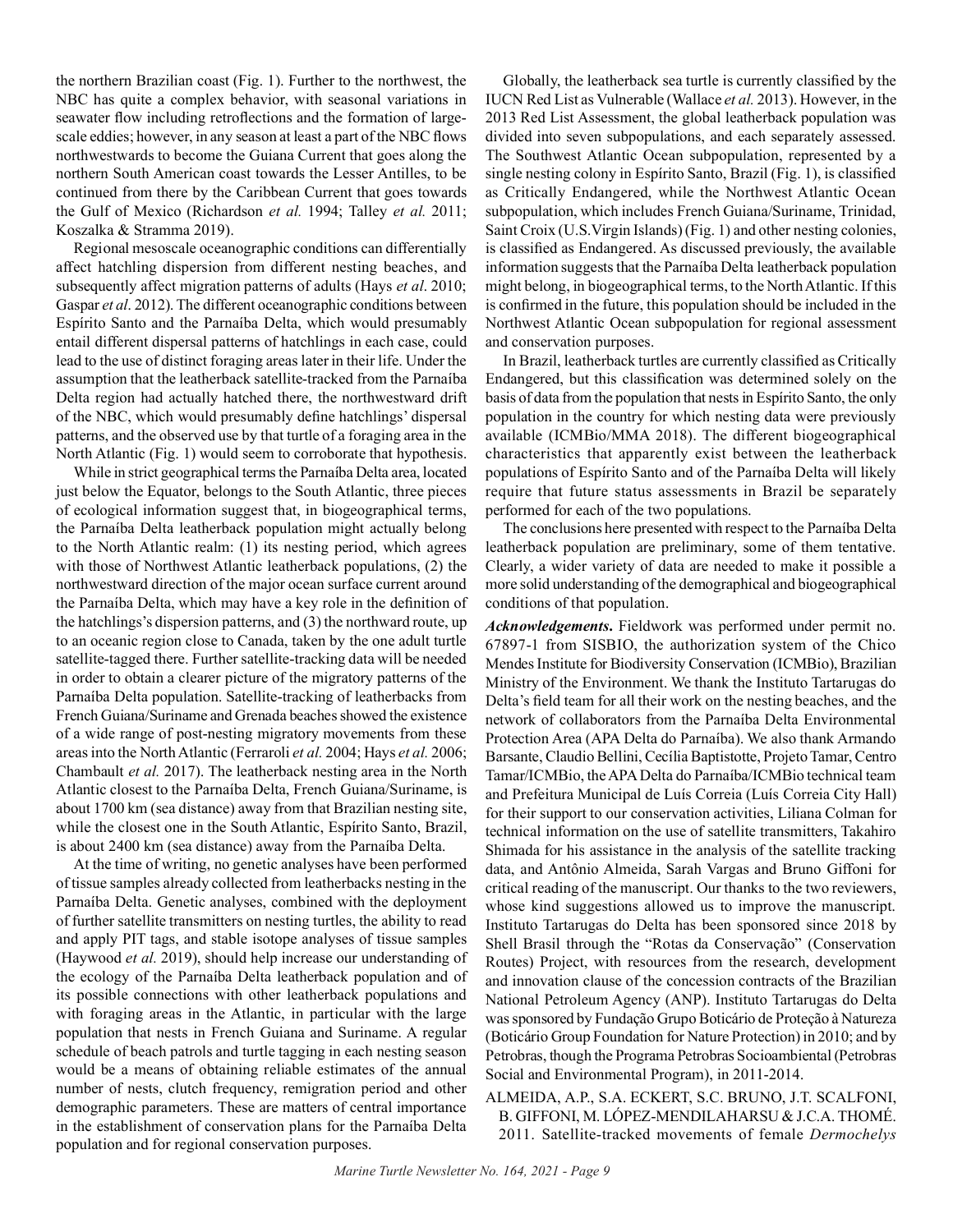the northern Brazilian coast (Fig. 1). Further to the northwest, the NBC has quite a complex behavior, with seasonal variations in seawater flow including retroflections and the formation of large-scale eddies; however, in any season at least a part of the NBC flows northwestwards to become the Guiana Current that goes along the northern South American coast towards the Lesser Antilles, to be continued from there by the Caribbean Current that goes towards the Gulf of Mexico (Richardson *et al.* 1994; Talley *et al.* 2011; Koszalka & Stramma 2019).

Regional mesoscale oceanographic conditions can differentially affect hatchling dispersion from different nesting beaches, and subsequently affect migration patterns of adults (Hays *et al*. 2010; Gaspar *et al*. 2012). The different oceanographic conditions between Espírito Santo and the Parnaíba Delta, which would presumably entail different dispersal patterns of hatchlings in each case, could lead to the use of distinct foraging areas later in their life. Under the assumption that the leatherback satellite-tracked from the Parnaíba Delta region had actually hatched there, the northwestward drift of the NBC, which would presumably define hatchlings' dispersal patterns, and the observed use by that turtle of a foraging area in the North Atlantic (Fig. 1) would seem to corroborate that hypothesis.

While in strict geographical terms the Parnaíba Delta area, located just below the Equator, belongs to the South Atlantic, three pieces of ecological information suggest that, in biogeographical terms, the Parnaíba Delta leatherback population might actually belong to the North Atlantic realm: (1) its nesting period, which agrees with those of Northwest Atlantic leatherback populations, (2) the northwestward direction of the major ocean surface current around the Parnaíba Delta, which may have a key role in the definition of the hatchlings's dispersion patterns, and (3) the northward route, up to an oceanic region close to Canada, taken by the one adult turtle satellite-tagged there. Further satellite-tracking data will be needed in order to obtain a clearer picture of the migratory patterns of the Parnaíba Delta population. Satellite-tracking of leatherbacks from French Guiana/Suriname and Grenada beaches showed the existence of a wide range of post-nesting migratory movements from these areas into the North Atlantic (Ferraroli *et al.* 2004; Hays *et al.* 2006; Chambault *et al.* 2017). The leatherback nesting area in the North Atlantic closest to the Parnaíba Delta, French Guiana/Suriname, is about 1700 km (sea distance) away from that Brazilian nesting site, while the closest one in the South Atlantic, Espírito Santo, Brazil, is about 2400 km (sea distance) away from the Parnaíba Delta.

At the time of writing, no genetic analyses have been performed of tissue samples already collected from leatherbacks nesting in the Parnaíba Delta. Genetic analyses, combined with the deployment of further satellite transmitters on nesting turtles, the ability to read and apply PIT tags, and stable isotope analyses of tissue samples (Haywood *et al.* 2019), should help increase our understanding of the ecology of the Parnaíba Delta leatherback population and of its possible connections with other leatherback populations and with foraging areas in the Atlantic, in particular with the large population that nests in French Guiana and Suriname. A regular schedule of beach patrols and turtle tagging in each nesting season would be a means of obtaining reliable estimates of the annual number of nests, clutch frequency, remigration period and other demographic parameters. These are matters of central importance in the establishment of conservation plans for the Parnaíba Delta population and for regional conservation purposes.

Globally, the leatherback sea turtle is currently classified by the IUCN Red List as Vulnerable (Wallace *et al.* 2013). However, in the 2013 Red List Assessment, the global leatherback population was divided into seven subpopulations, and each separately assessed. The Southwest Atlantic Ocean subpopulation, represented by a single nesting colony in Espírito Santo, Brazil (Fig. 1), is classified as Critically Endangered, while the Northwest Atlantic Ocean subpopulation, which includes French Guiana/Suriname, Trinidad, Saint Croix (U.S.Virgin Islands) (Fig. 1) and other nesting colonies, is classified as Endangered. As discussed previously, the available information suggests that the Parnaíba Delta leatherback population might belong, in biogeographical terms, to the North Atlantic. If this is confirmed in the future, this population should be included in the Northwest Atlantic Ocean subpopulation for regional assessment and conservation purposes.

In Brazil, leatherback turtles are currently classified as Critically Endangered, but this classification was determined solely on the basis of data from the population that nests in Espírito Santo, the only population in the country for which nesting data were previously available (ICMBio/MMA 2018). The different biogeographical characteristics that apparently exist between the leatherback populations of Espírito Santo and of the Parnaíba Delta will likely require that future status assessments in Brazil be separately performed for each of the two populations.

The conclusions here presented with respect to the Parnaíba Delta leatherback population are preliminary, some of them tentative. Clearly, a wider variety of data are needed to make it possible a more solid understanding of the demographical and biogeographical conditions of that population.

***Acknowledgements*.** Fieldwork was performed under permit no. 67897-1 from SISBIO, the authorization system of the Chico Mendes Institute for Biodiversity Conservation (ICMBio), Brazilian Ministry of the Environment. We thank the Instituto Tartarugas do Delta's field team for all their work on the nesting beaches, and the network of collaborators from the Parnaíba Delta Environmental Protection Area (APA Delta do Parnaíba). We also thank Armando Barsante, Claudio Bellini, Cecília Baptistotte, Projeto Tamar, Centro Tamar/ICMBio, the APA Delta do Parnaíba/ICMBio technical team and Prefeitura Municipal de Luís Correia (Luís Correia City Hall) for their support to our conservation activities, Liliana Colman for technical information on the use of satellite transmitters, Takahiro Shimada for his assistance in the analysis of the satellite tracking data, and Antônio Almeida, Sarah Vargas and Bruno Giffoni for critical reading of the manuscript. Our thanks to the two reviewers, whose kind suggestions allowed us to improve the manuscript. Instituto Tartarugas do Delta has been sponsored since 2018 by Shell Brasil through the "Rotas da Conservação" (Conservation Routes) Project, with resources from the research, development and innovation clause of the concession contracts of the Brazilian National Petroleum Agency (ANP). Instituto Tartarugas do Delta was sponsored by Fundação Grupo Boticário de Proteção à Natureza (Boticário Group Foundation for Nature Protection) in 2010; and by Petrobras, though the Programa Petrobras Socioambiental (Petrobras Social and Environmental Program), in 2011-2014.

ALMEIDA, A.P., S.A. ECKERT, S.C. BRUNO, J.T. SCALFONI, B. GIFFONI, M. LÓPEZ-MENDILAHARSU & J.C.A. THOMÉ. 2011. Satellite-tracked movements of female *Dermochelys*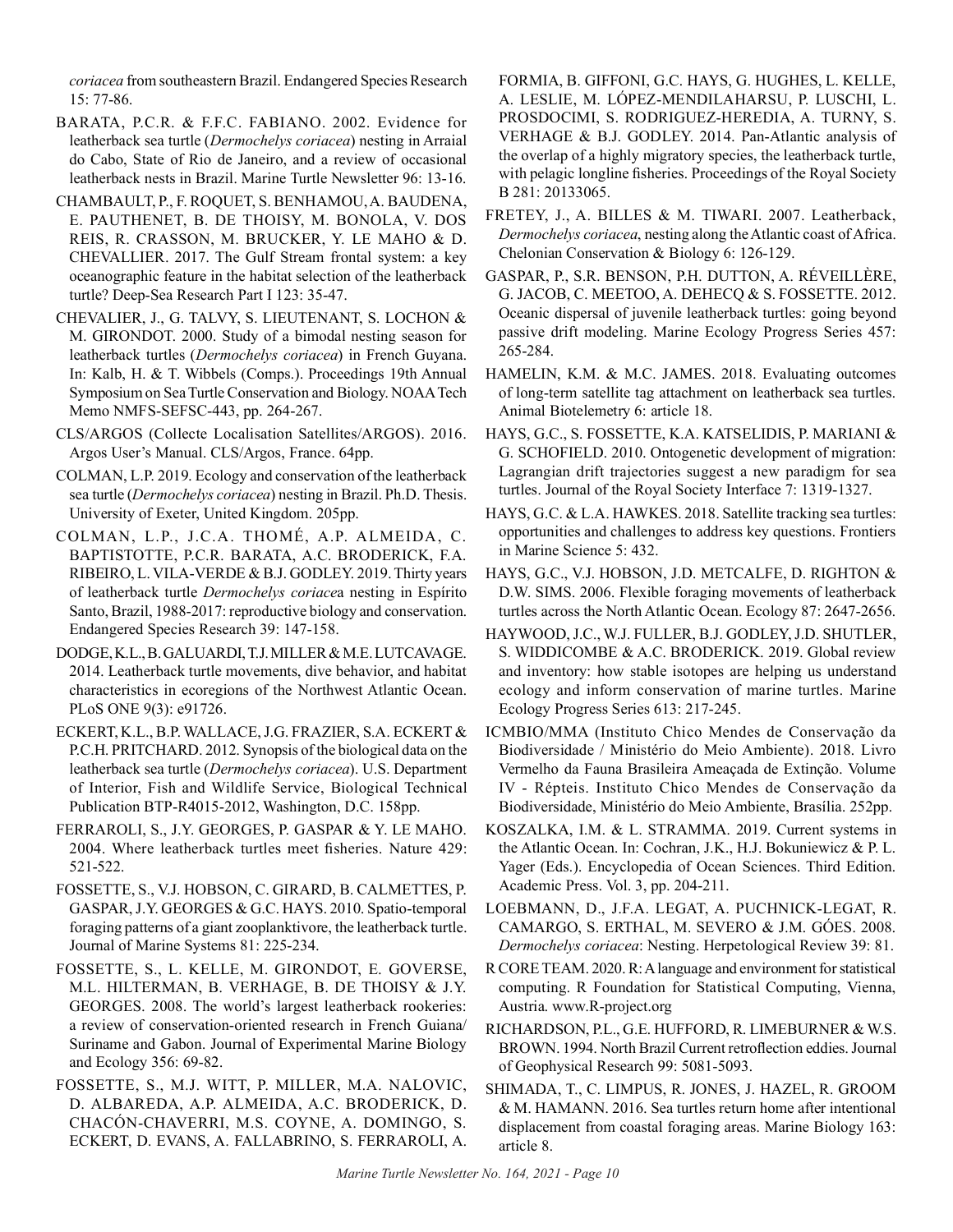*coriacea* from southeastern Brazil. Endangered Species Research 15: 77-86.

BARATA, P.C.R. & F.F.C. FABIANO. 2002. Evidence for leatherback sea turtle (*Dermochelys coriacea*) nesting in Arraial do Cabo, State of Rio de Janeiro, and a review of occasional leatherback nests in Brazil. Marine Turtle Newsletter 96: 13-16.

CHAMBAULT, P., F. ROQUET, S. BENHAMOU, A. BAUDENA, E. PAUTHENET, B. DE THOISY, M. BONOLA, V. DOS REIS, R. CRASSON, M. BRUCKER, Y. LE MAHO & D. CHEVALLIER. 2017. The Gulf Stream frontal system: a key oceanographic feature in the habitat selection of the leatherback turtle? Deep-Sea Research Part I 123: 35-47.

CHEVALIER, J., G. TALVY, S. LIEUTENANT, S. LOCHON & M. GIRONDOT. 2000. Study of a bimodal nesting season for leatherback turtles (*Dermochelys coriacea*) in French Guyana. In: Kalb, H. & T. Wibbels (Comps.). Proceedings 19th Annual Symposium on Sea Turtle Conservation and Biology. NOAA Tech Memo NMFS-SEFSC-443, pp. 264-267.

CLS/ARGOS (Collecte Localisation Satellites/ARGOS). 2016. Argos User's Manual. CLS/Argos, France. 64pp.

COLMAN, L.P. 2019. Ecology and conservation of the leatherback sea turtle (*Dermochelys coriacea*) nesting in Brazil. Ph.D. Thesis. University of Exeter, United Kingdom. 205pp.

COLMAN, L.P., J.C.A. THOMÉ, A.P. ALMEIDA, C. BAPTISTOTTE, P.C.R. BARATA, A.C. BRODERICK, F.A. RIBEIRO, L. VILA-VERDE & B.J. GODLEY. 2019. Thirty years of leatherback turtle *Dermochelys coriace*a nesting in Espírito Santo, Brazil, 1988-2017: reproductive biology and conservation. Endangered Species Research 39: 147-158.

DODGE, K.L., B. GALUARDI, T.J. MILLER & M.E. LUTCAVAGE. 2014. Leatherback turtle movements, dive behavior, and habitat characteristics in ecoregions of the Northwest Atlantic Ocean. PLoS ONE 9(3): e91726.

ECKERT, K.L., B.P. WALLACE, J.G. FRAZIER, S.A. ECKERT & P.C.H. PRITCHARD. 2012. Synopsis of the biological data on the leatherback sea turtle (*Dermochelys coriacea*). U.S. Department of Interior, Fish and Wildlife Service, Biological Technical Publication BTP-R4015-2012, Washington, D.C. 158pp.

FERRAROLI, S., J.Y. GEORGES, P. GASPAR & Y. LE MAHO. 2004. Where leatherback turtles meet fisheries. Nature 429: 521-522.

FOSSETTE, S., V.J. HOBSON, C. GIRARD, B. CALMETTES, P. GASPAR, J.Y. GEORGES & G.C. HAYS. 2010. Spatio-temporal foraging patterns of a giant zooplanktivore, the leatherback turtle. Journal of Marine Systems 81: 225-234.

FOSSETTE, S., L. KELLE, M. GIRONDOT, E. GOVERSE, M.L. HILTERMAN, B. VERHAGE, B. DE THOISY & J.Y. GEORGES. 2008. The world's largest leatherback rookeries: a review of conservation-oriented research in French Guiana/Suriname and Gabon. Journal of Experimental Marine Biology and Ecology 356: 69-82.

FOSSETTE, S., M.J. WITT, P. MILLER, M.A. NALOVIC, D. ALBAREDA, A.P. ALMEIDA, A.C. BRODERICK, D. CHACÓN-CHAVERRI, M.S. COYNE, A. DOMINGO, S. ECKERT, D. EVANS, A. FALLABRINO, S. FERRAROLI, A. FORMIA, B. GIFFONI, G.C. HAYS, G. HUGHES, L. KELLE, A. LESLIE, M. LÓPEZ-MENDILAHARSU, P. LUSCHI, L. PROSDOCIMI, S. RODRIGUEZ-HEREDIA, A. TURNY, S. VERHAGE & B.J. GODLEY. 2014. Pan-Atlantic analysis of the overlap of a highly migratory species, the leatherback turtle, with pelagic longline fisheries. Proceedings of the Royal Society B 281: 20133065.

FRETEY, J., A. BILLES & M. TIWARI. 2007. Leatherback, *Dermochelys coriacea*, nesting along the Atlantic coast of Africa. Chelonian Conservation & Biology 6: 126-129.

GASPAR, P., S.R. BENSON, P.H. DUTTON, A. RÉVEILLÈRE, G. JACOB, C. MEETOO, A. DEHECQ & S. FOSSETTE. 2012. Oceanic dispersal of juvenile leatherback turtles: going beyond passive drift modeling. Marine Ecology Progress Series 457: 265-284.

HAMELIN, K.M. & M.C. JAMES. 2018. Evaluating outcomes of long-term satellite tag attachment on leatherback sea turtles. Animal Biotelemetry 6: article 18.

HAYS, G.C., S. FOSSETTE, K.A. KATSELIDIS, P. MARIANI & G. SCHOFIELD. 2010. Ontogenetic development of migration: Lagrangian drift trajectories suggest a new paradigm for sea turtles. Journal of the Royal Society Interface 7: 1319-1327.

HAYS, G.C. & L.A. HAWKES. 2018. Satellite tracking sea turtles: opportunities and challenges to address key questions. Frontiers in Marine Science 5: 432.

HAYS, G.C., V.J. HOBSON, J.D. METCALFE, D. RIGHTON & D.W. SIMS. 2006. Flexible foraging movements of leatherback turtles across the North Atlantic Ocean. Ecology 87: 2647-2656.

HAYWOOD, J.C., W.J. FULLER, B.J. GODLEY, J.D. SHUTLER, S. WIDDICOMBE & A.C. BRODERICK. 2019. Global review and inventory: how stable isotopes are helping us understand ecology and inform conservation of marine turtles. Marine Ecology Progress Series 613: 217-245.

ICMBIO/MMA (Instituto Chico Mendes de Conservação da Biodiversidade / Ministério do Meio Ambiente). 2018. Livro Vermelho da Fauna Brasileira Ameaçada de Extinção. Volume IV - Répteis. Instituto Chico Mendes de Conservação da Biodiversidade, Ministério do Meio Ambiente, Brasília. 252pp.

KOSZALKA, I.M. & L. STRAMMA. 2019. Current systems in the Atlantic Ocean. In: Cochran, J.K., H.J. Bokuniewicz & P. L. Yager (Eds.). Encyclopedia of Ocean Sciences. Third Edition. Academic Press. Vol. 3, pp. 204-211.

LOEBMANN, D., J.F.A. LEGAT, A. PUCHNICK-LEGAT, R. CAMARGO, S. ERTHAL, M. SEVERO & J.M. GÓES. 2008. *Dermochelys coriacea*: Nesting. Herpetological Review 39: 81.

R CORE TEAM. 2020. R: A language and environment for statistical computing. R Foundation for Statistical Computing, Vienna, Austria. www.R-project.org

RICHARDSON, P.L., G.E. HUFFORD, R. LIMEBURNER & W.S. BROWN. 1994. North Brazil Current retroflection eddies. Journal of Geophysical Research 99: 5081-5093.

SHIMADA, T., C. LIMPUS, R. JONES, J. HAZEL, R. GROOM & M. HAMANN. 2016. Sea turtles return home after intentional displacement from coastal foraging areas. Marine Biology 163: article 8.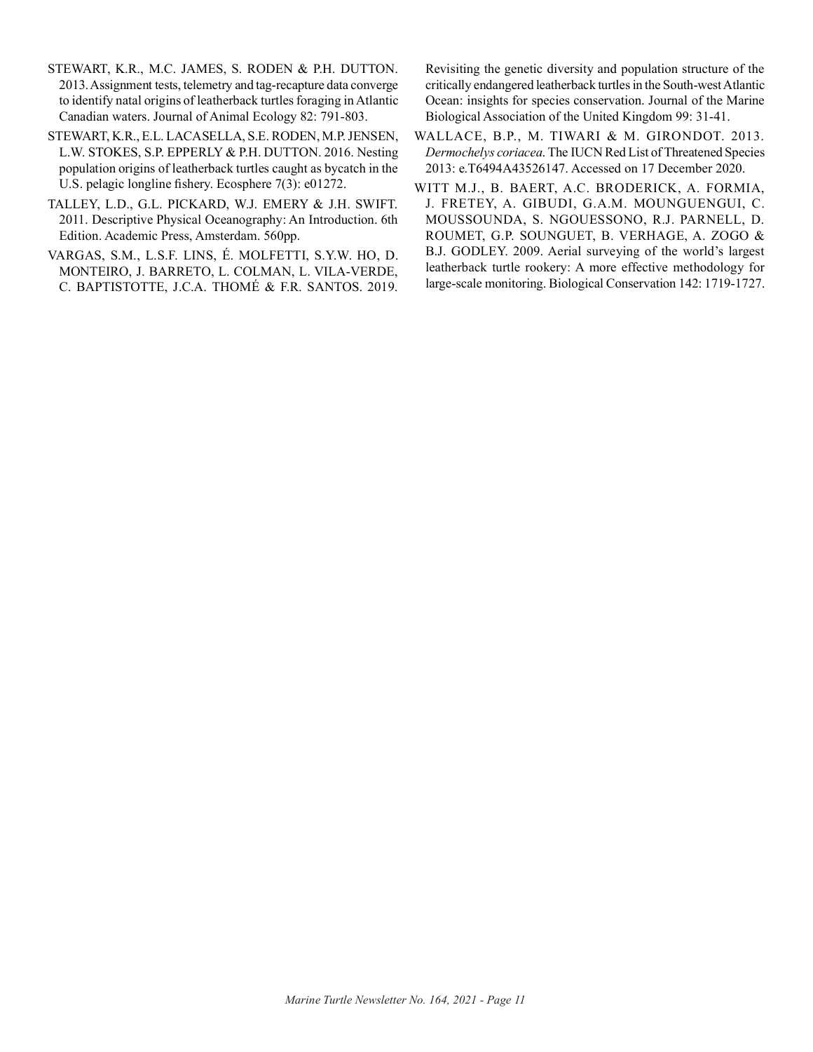STEWART, K.R., M.C. JAMES, S. RODEN & P.H. DUTTON. 2013. Assignment tests, telemetry and tag-recapture data converge to identify natal origins of leatherback turtles foraging in Atlantic Canadian waters. Journal of Animal Ecology 82: 791-803.

STEWART, K.R., E.L. LACASELLA, S.E. RODEN, M.P. JENSEN, L.W. STOKES, S.P. EPPERLY & P.H. DUTTON. 2016. Nesting population origins of leatherback turtles caught as bycatch in the U.S. pelagic longline fishery. Ecosphere 7(3): e01272.

TALLEY, L.D., G.L. PICKARD, W.J. EMERY & J.H. SWIFT. 2011. Descriptive Physical Oceanography: An Introduction. 6th Edition. Academic Press, Amsterdam. 560pp.

VARGAS, S.M., L.S.F. LINS, É. MOLFETTI, S.Y.W. HO, D. MONTEIRO, J. BARRETO, L. COLMAN, L. VILA-VERDE, C. BAPTISTOTTE, J.C.A. THOMÉ & F.R. SANTOS. 2019. Revisiting the genetic diversity and population structure of the critically endangered leatherback turtles in the South-west Atlantic Ocean: insights for species conservation. Journal of the Marine Biological Association of the United Kingdom 99: 31-41.

WALLACE, B.P., M. TIWARI & M. GIRONDOT. 2013. *Dermochelys coriacea*. The IUCN Red List of Threatened Species 2013: e.T6494A43526147. Accessed on 17 December 2020.

WITT M.J., B. BAERT, A.C. BRODERICK, A. FORMIA, J. FRETEY, A. GIBUDI, G.A.M. MOUNGUENGUI, C. MOUSSOUNDA, S. NGOUESSONO, R.J. PARNELL, D. ROUMET, G.P. SOUNGUET, B. VERHAGE, A. ZOGO & B.J. GODLEY. 2009. Aerial surveying of the world's largest leatherback turtle rookery: A more effective methodology for large-scale monitoring. Biological Conservation 142: 1719-1727.